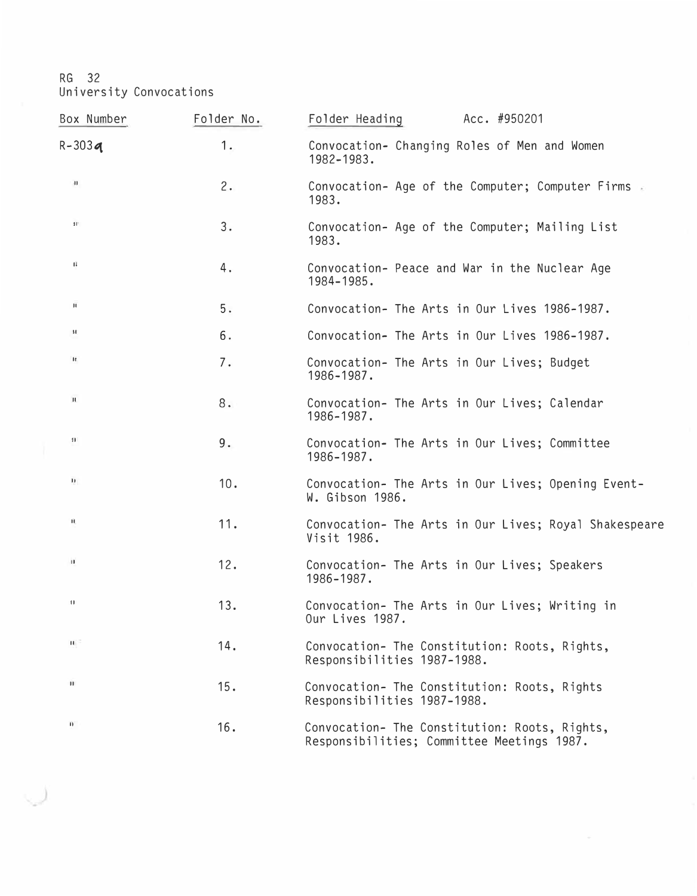RG 32
University Convocations

| Box Number | Folder No. | Folder Heading Acc. #950201 |
|---|---|---|
| R-303a | 1. | Convocation- Changing Roles of Men and Women 1982-1983. |
| " | 2. | Convocation- Age of the Computer; Computer Firms 1983. |
| " | 3. | Convocation- Age of the Computer; Mailing List 1983. |
| " | 4. | Convocation- Peace and War in the Nuclear Age 1984-1985. |
| " | 5. | Convocation- The Arts in Our Lives 1986-1987. |
| " | 6. | Convocation- The Arts in Our Lives 1986-1987. |
| " | 7. | Convocation- The Arts in Our Lives; Budget 1986-1987. |
| " | 8. | Convocation- The Arts in Our Lives; Calendar 1986-1987. |
| " | 9. | Convocation- The Arts in Our Lives; Committee 1986-1987. |
| " | 10. | Convocation- The Arts in Our Lives; Opening Event- W. Gibson 1986. |
| " | 11. | Convocation- The Arts in Our Lives; Royal Shakespeare Visit 1986. |
| " | 12. | Convocation- The Arts in Our Lives; Speakers 1986-1987. |
| " | 13. | Convocation- The Arts in Our Lives; Writing in Our Lives 1987. |
| " | 14. | Convocation- The Constitution: Roots, Rights, Responsibilities 1987-1988. |
| " | 15. | Convocation- The Constitution: Roots, Rights Responsibilities 1987-1988. |
| " | 16. | Convocation- The Constitution: Roots, Rights, Responsibilities; Committee Meetings 1987. |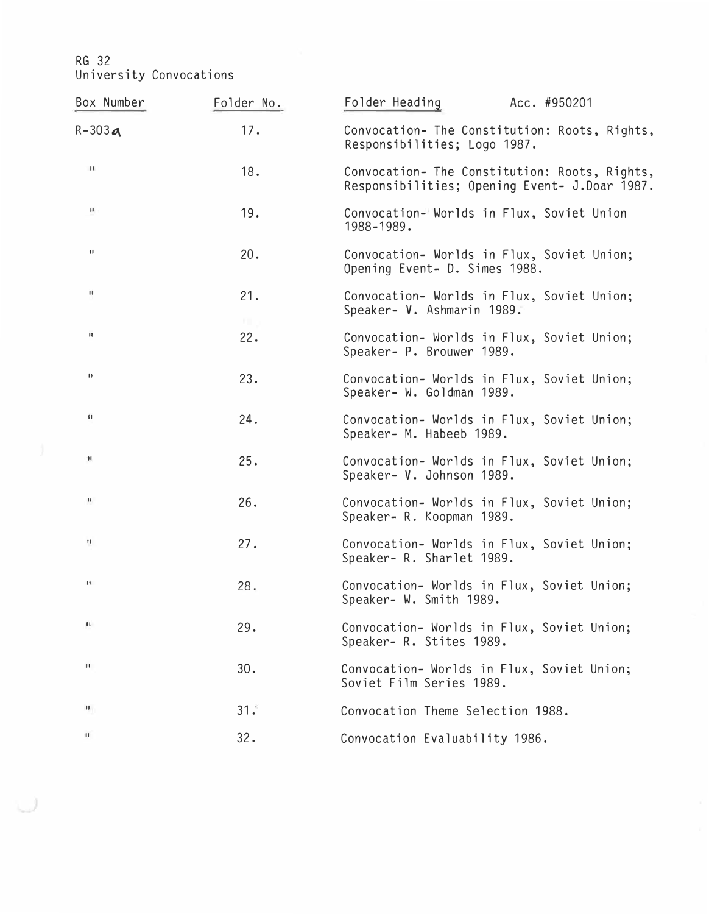RG 32
University Convocations

| Box Number | Folder No. | Folder Heading Acc. #950201 |
| --- | --- | --- |
| R-303a | 17. | Convocation- The Constitution: Roots, Rights, Responsibilities; Logo 1987. |
| " | 18. | Convocation- The Constitution: Roots, Rights, Responsibilities; Opening Event- J.Doar 1987. |
| " | 19. | Convocation- Worlds in Flux, Soviet Union 1988-1989. |
| " | 20. | Convocation- Worlds in Flux, Soviet Union; Opening Event- D. Simes 1988. |
| " | 21. | Convocation- Worlds in Flux, Soviet Union; Speaker- V. Ashmarin 1989. |
| " | 22. | Convocation- Worlds in Flux, Soviet Union; Speaker- P. Brouwer 1989. |
| " | 23. | Convocation- Worlds in Flux, Soviet Union; Speaker- W. Goldman 1989. |
| " | 24. | Convocation- Worlds in Flux, Soviet Union; Speaker- M. Habeeb 1989. |
| " | 25. | Convocation- Worlds in Flux, Soviet Union; Speaker- V. Johnson 1989. |
| " | 26. | Convocation- Worlds in Flux, Soviet Union; Speaker- R. Koopman 1989. |
| " | 27. | Convocation- Worlds in Flux, Soviet Union; Speaker- R. Sharlet 1989. |
| " | 28. | Convocation- Worlds in Flux, Soviet Union; Speaker- W. Smith 1989. |
| " | 29. | Convocation- Worlds in Flux, Soviet Union; Speaker- R. Stites 1989. |
| " | 30. | Convocation- Worlds in Flux, Soviet Union; Soviet Film Series 1989. |
| " | 31. | Convocation Theme Selection 1988. |
| " | 32. | Convocation Evaluability 1986. |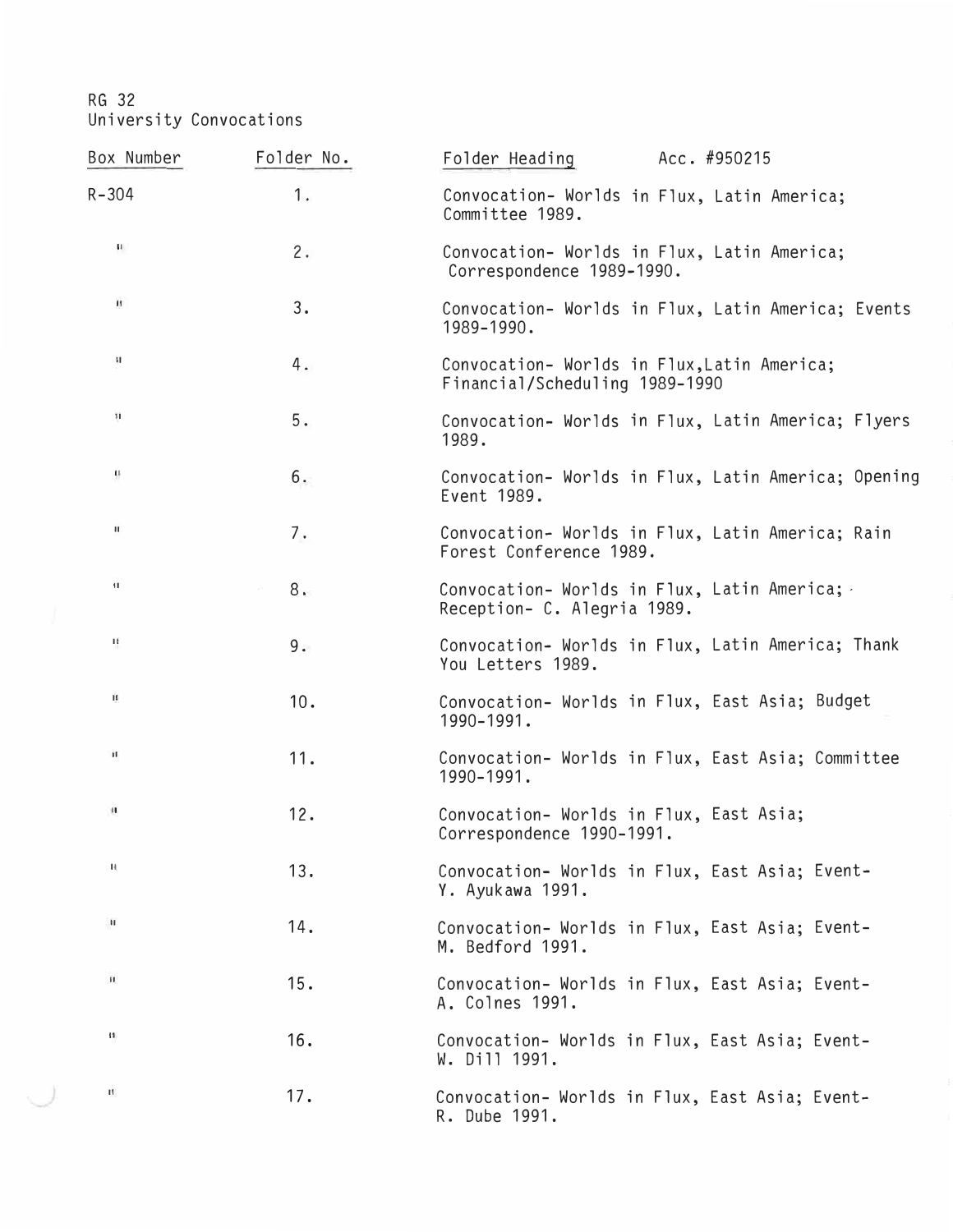RG 32
University Convocations

| Box Number | Folder No. | Folder Heading Acc. #950215 |
|---|---|---|
| R-304 | 1. | Convocation- Worlds in Flux, Latin America; Committee 1989. |
| " | 2. | Convocation- Worlds in Flux, Latin America; Correspondence 1989-1990. |
| " | 3. | Convocation- Worlds in Flux, Latin America; Events 1989-1990. |
| " | 4. | Convocation- Worlds in Flux,Latin America; Financial/Scheduling 1989-1990 |
| " | 5. | Convocation- Worlds in Flux, Latin America; Flyers 1989. |
| " | 6. | Convocation- Worlds in Flux, Latin America; Opening Event 1989. |
| " | 7. | Convocation- Worlds in Flux, Latin America; Rain Forest Conference 1989. |
| " | 8. | Convocation- Worlds in Flux, Latin America; Reception- C. Alegria 1989. |
| " | 9. | Convocation- Worlds in Flux, Latin America; Thank You Letters 1989. |
| " | 10. | Convocation- Worlds in Flux, East Asia; Budget 1990-1991. |
| " | 11. | Convocation- Worlds in Flux, East Asia; Committee 1990-1991. |
| " | 12. | Convocation- Worlds in Flux, East Asia; Correspondence 1990-1991. |
| " | 13. | Convocation- Worlds in Flux, East Asia; Event- Y. Ayukawa 1991. |
| " | 14. | Convocation- Worlds in Flux, East Asia; Event- M. Bedford 1991. |
| " | 15. | Convocation- Worlds in Flux, East Asia; Event- A. Colnes 1991. |
| " | 16. | Convocation- Worlds in Flux, East Asia; Event- W. Dill 1991. |
| " | 17. | Convocation- Worlds in Flux, East Asia; Event- R. Dube 1991. |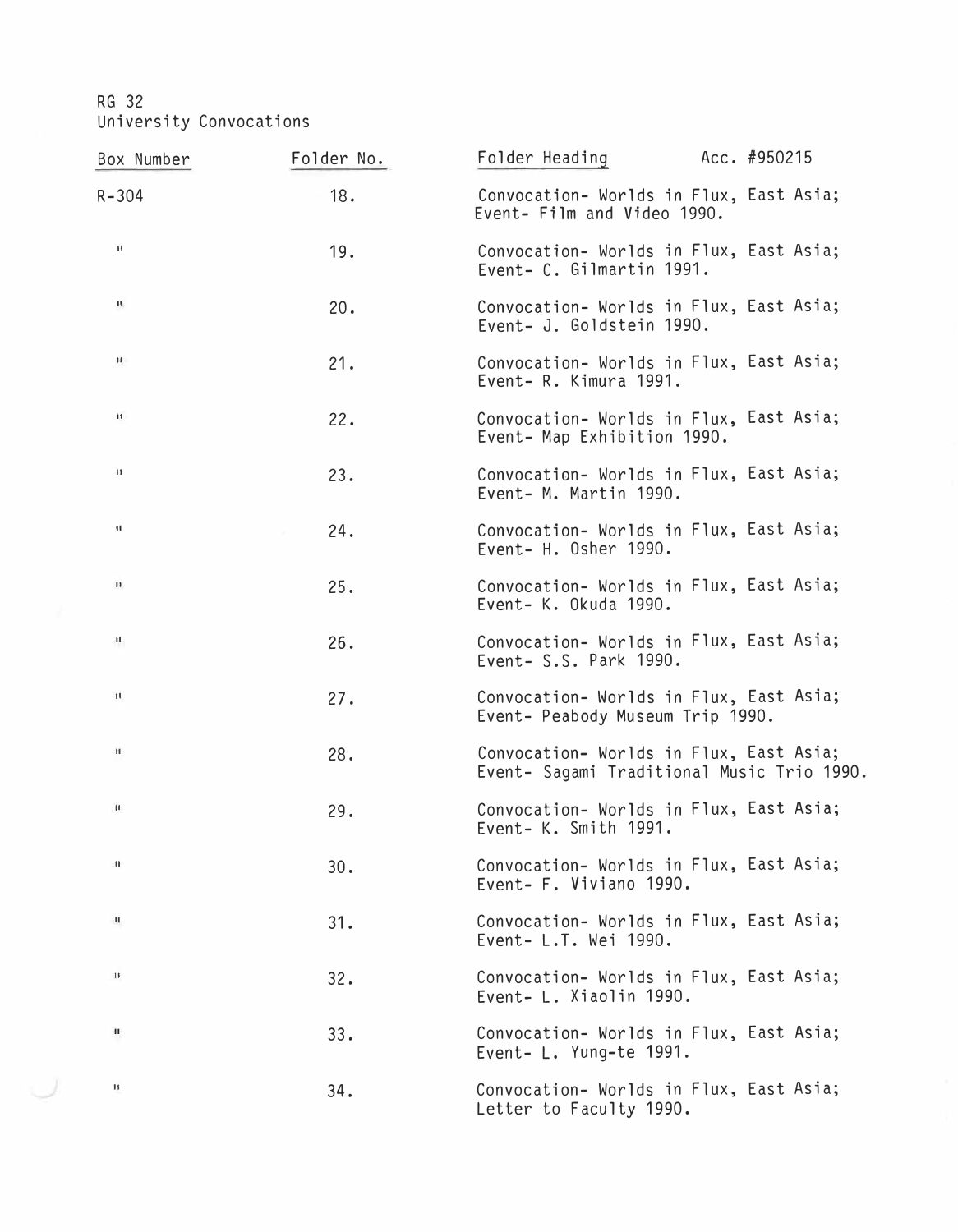RG 32
University Convocations

| Box Number | Folder No. | Folder Heading Acc. #950215 |
|---|---|---|
| R-304 | 18. | Convocation- Worlds in Flux, East Asia; Event- Film and Video 1990. |
| " | 19. | Convocation- Worlds in Flux, East Asia; Event- C. Gilmartin 1991. |
| " | 20. | Convocation- Worlds in Flux, East Asia; Event- J. Goldstein 1990. |
| " | 21. | Convocation- Worlds in Flux, East Asia; Event- R. Kimura 1991. |
| " | 22. | Convocation- Worlds in Flux, East Asia; Event- Map Exhibition 1990. |
| " | 23. | Convocation- Worlds in Flux, East Asia; Event- M. Martin 1990. |
| " | 24. | Convocation- Worlds in Flux, East Asia; Event- H. Osher 1990. |
| " | 25. | Convocation- Worlds in Flux, East Asia; Event- K. Okuda 1990. |
| " | 26. | Convocation- Worlds in Flux, East Asia; Event- S.S. Park 1990. |
| " | 27. | Convocation- Worlds in Flux, East Asia; Event- Peabody Museum Trip 1990. |
| " | 28. | Convocation- Worlds in Flux, East Asia; Event- Sagami Traditional Music Trio 1990. |
| " | 29. | Convocation- Worlds in Flux, East Asia; Event- K. Smith 1991. |
| " | 30. | Convocation- Worlds in Flux, East Asia; Event- F. Viviano 1990. |
| " | 31. | Convocation- Worlds in Flux, East Asia; Event- L.T. Wei 1990. |
| " | 32. | Convocation- Worlds in Flux, East Asia; Event- L. Xiaolin 1990. |
| " | 33. | Convocation- Worlds in Flux, East Asia; Event- L. Yung-te 1991. |
| " | 34. | Convocation- Worlds in Flux, East Asia; Letter to Faculty 1990. |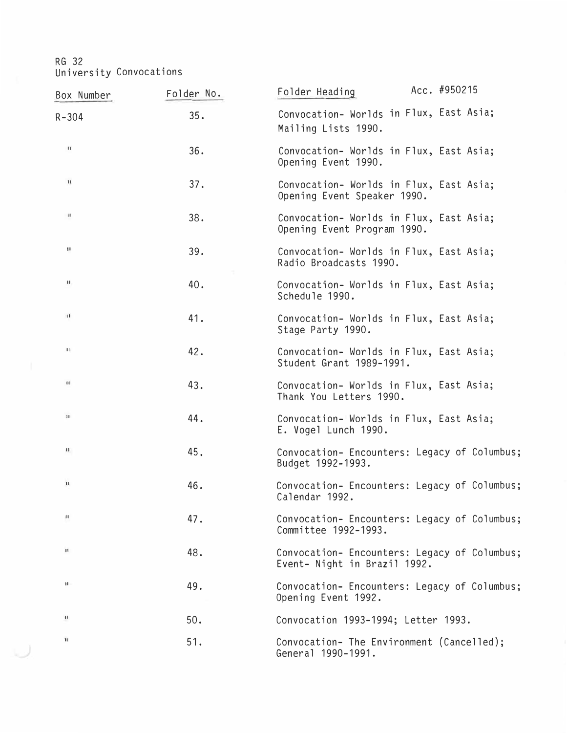RG 32
University Convocations

| Box Number | Folder No. | Folder Heading Acc. #950215 |
|---|---|---|
| R-304 | 35. | Convocation- Worlds in Flux, East Asia; Mailing Lists 1990. |
| " | 36. | Convocation- Worlds in Flux, East Asia; Opening Event 1990. |
| " | 37. | Convocation- Worlds in Flux, East Asia; Opening Event Speaker 1990. |
| " | 38. | Convocation- Worlds in Flux, East Asia; Opening Event Program 1990. |
| " | 39. | Convocation- Worlds in Flux, East Asia; Radio Broadcasts 1990. |
| " | 40. | Convocation- Worlds in Flux, East Asia; Schedule 1990. |
| " | 41. | Convocation- Worlds in Flux, East Asia; Stage Party 1990. |
| " | 42. | Convocation- Worlds in Flux, East Asia; Student Grant 1989-1991. |
| " | 43. | Convocation- Worlds in Flux, East Asia; Thank You Letters 1990. |
| " | 44. | Convocation- Worlds in Flux, East Asia; E. Vogel Lunch 1990. |
| " | 45. | Convocation- Encounters: Legacy of Columbus; Budget 1992-1993. |
| " | 46. | Convocation- Encounters: Legacy of Columbus; Calendar 1992. |
| " | 47. | Convocation- Encounters: Legacy of Columbus; Committee 1992-1993. |
| " | 48. | Convocation- Encounters: Legacy of Columbus; Event- Night in Brazil 1992. |
| " | 49. | Convocation- Encounters: Legacy of Columbus; Opening Event 1992. |
| " | 50. | Convocation 1993-1994; Letter 1993. |
| " | 51. | Convocation- The Environment (Cancelled); General 1990-1991. |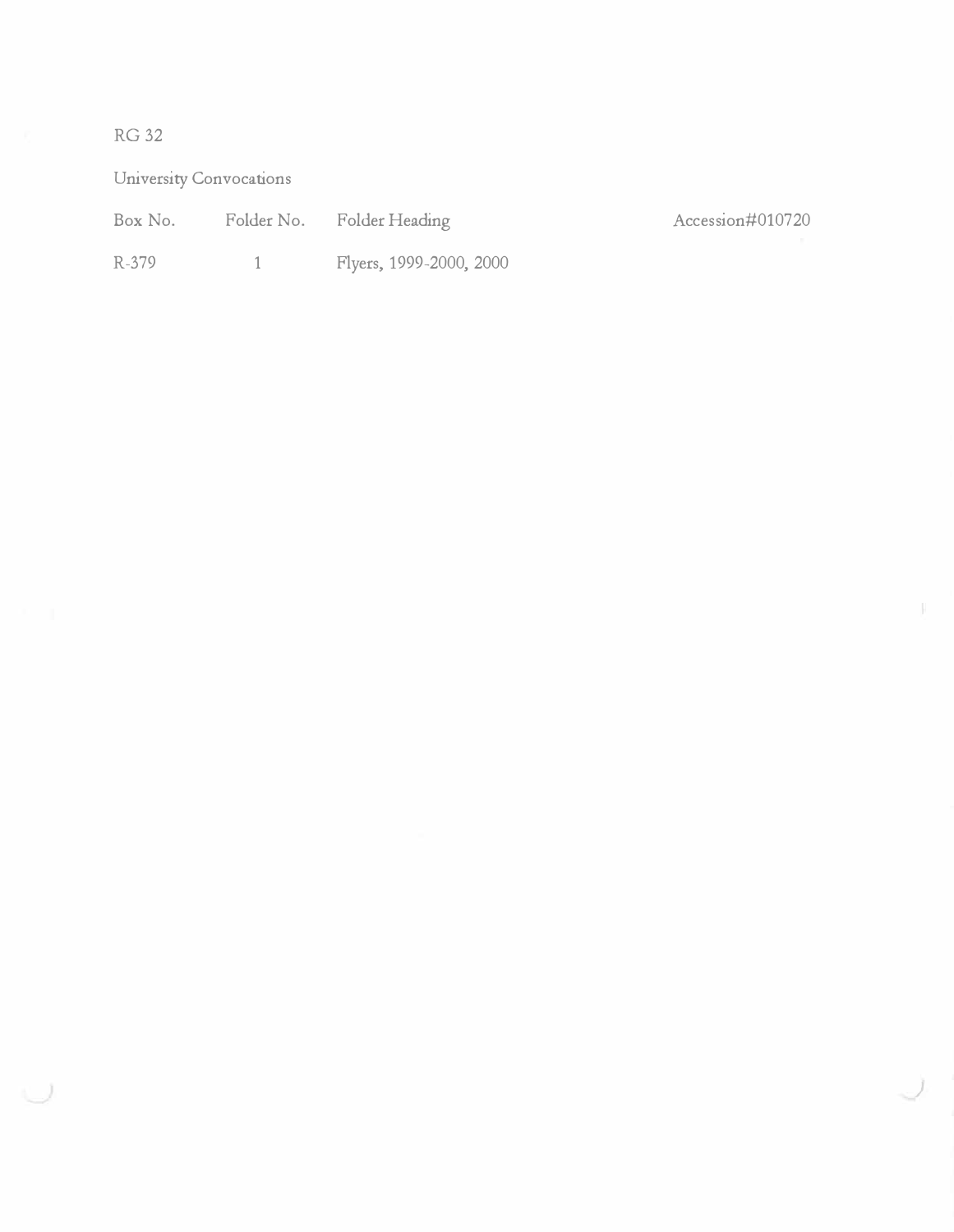RG 32

University Convocations

| Box No. | Folder No. | Folder Heading | Accession#010720 |
|---|---|---|---|
| R-379 | 1 | Flyers, 1999-2000, 2000 | |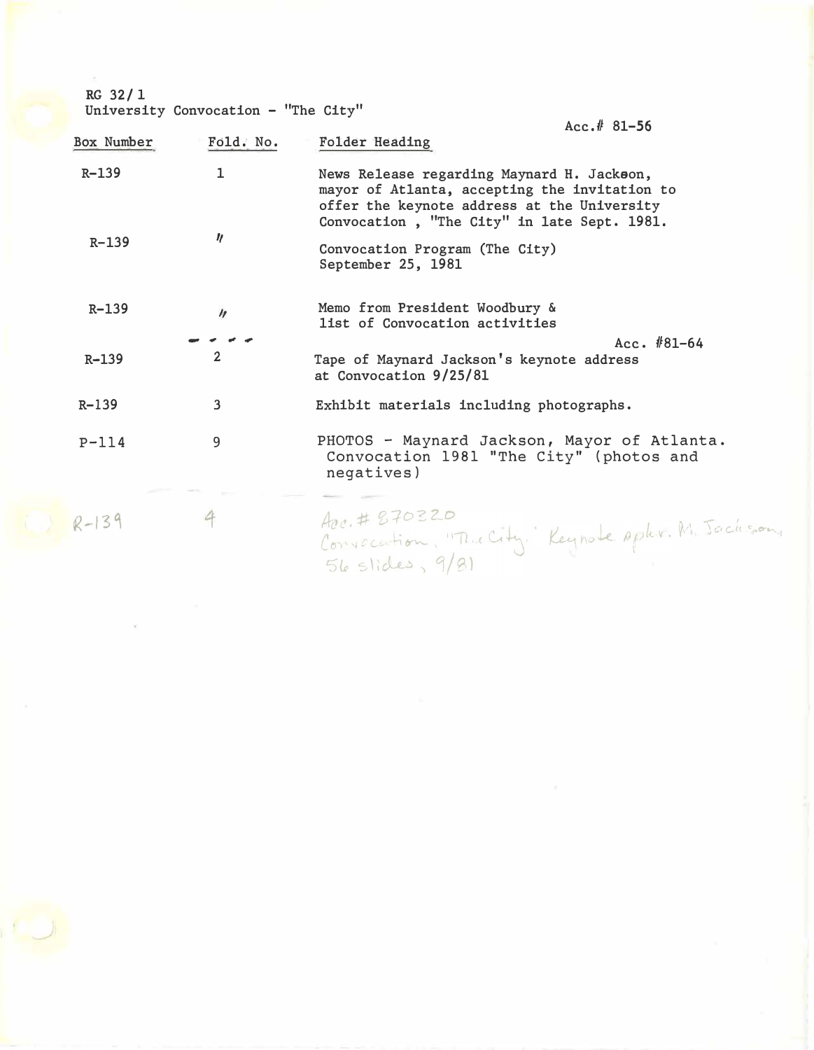RG 32/1
University Convocation - "The City"

Acc.# 81-56

| Box Number | Fold. No. | Folder Heading |
| --- | --- | --- |
| R-139 | 1 | News Release regarding Maynard H. Jackson, mayor of Atlanta, accepting the invitation to offer the keynote address at the University Convocation , "The City" in late Sept. 1981. |
| R-139 | " | Convocation Program (The City) September 25, 1981 |
| R-139 | " | Memo from President Woodbury & list of Convocation activities |
| | - - - - | Acc. #81-64 |
| R-139 | 2 | Tape of Maynard Jackson's keynote address at Convocation 9/25/81 |
| R-139 | 3 | Exhibit materials including photographs. |
| P-114 | 9 | PHOTOS - Maynard Jackson, Mayor of Atlanta. Convocation 1981 "The City" (photos and negatives) |
| R-139 | 4 | Acc.# 870220 Convocation, "The City" Keynote spkr. M. Jackson, 56 slides, 9/81 |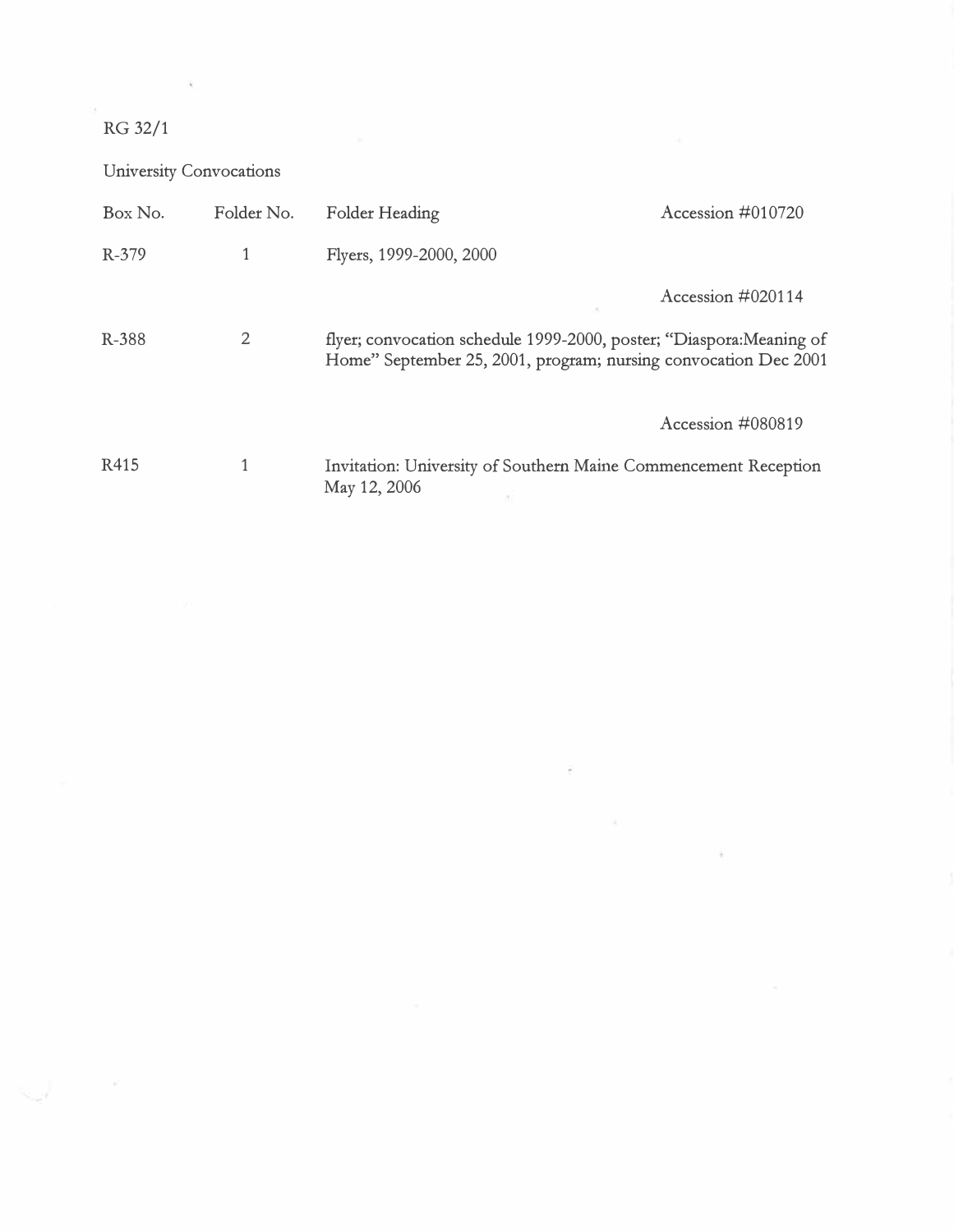RG 32/1

University Convocations

| Box No. | Folder No. | Folder Heading | Accession #010720 |
| --- | --- | --- | --- |
| R-379 | 1 | Flyers, 1999-2000, 2000 | |
| | | | Accession #020114 |
| R-388 | 2 | flyer; convocation schedule 1999-2000, poster; "Diaspora:Meaning of Home" September 25, 2001, program; nursing convocation Dec 2001 | |
| | | | Accession #080819 |
| R415 | 1 | Invitation: University of Southern Maine Commencement Reception May 12, 2006 | |